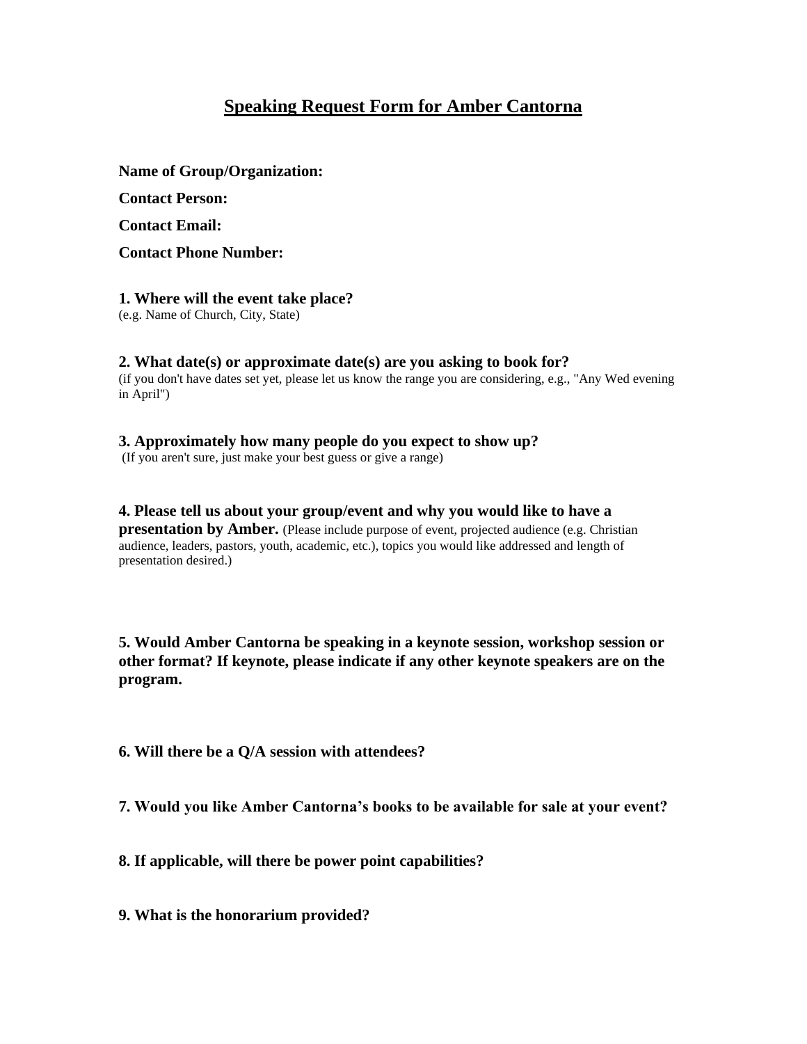# Speaking Request Form for Amber Cantorna

**Name of Group/Organization:**

**Contact Person:**

**Contact Email:**

**Contact Phone Number:**

**1. Where will the event take place?**
(e.g. Name of Church, City, State)

**2. What date(s) or approximate date(s) are you asking to book for?**
(if you don't have dates set yet, please let us know the range you are considering, e.g., "Any Wed evening in April")

**3. Approximately how many people do you expect to show up?**
(If you aren't sure, just make your best guess or give a range)

**4. Please tell us about your group/event and why you would like to have a presentation by Amber.** (Please include purpose of event, projected audience (e.g. Christian audience, leaders, pastors, youth, academic, etc.), topics you would like addressed and length of presentation desired.)

**5. Would Amber Cantorna be speaking in a keynote session, workshop session or other format? If keynote, please indicate if any other keynote speakers are on the program.**

**6. Will there be a Q/A session with attendees?**

**7. Would you like Amber Cantorna's books to be available for sale at your event?**

**8. If applicable, will there be power point capabilities?**

**9. What is the honorarium provided?**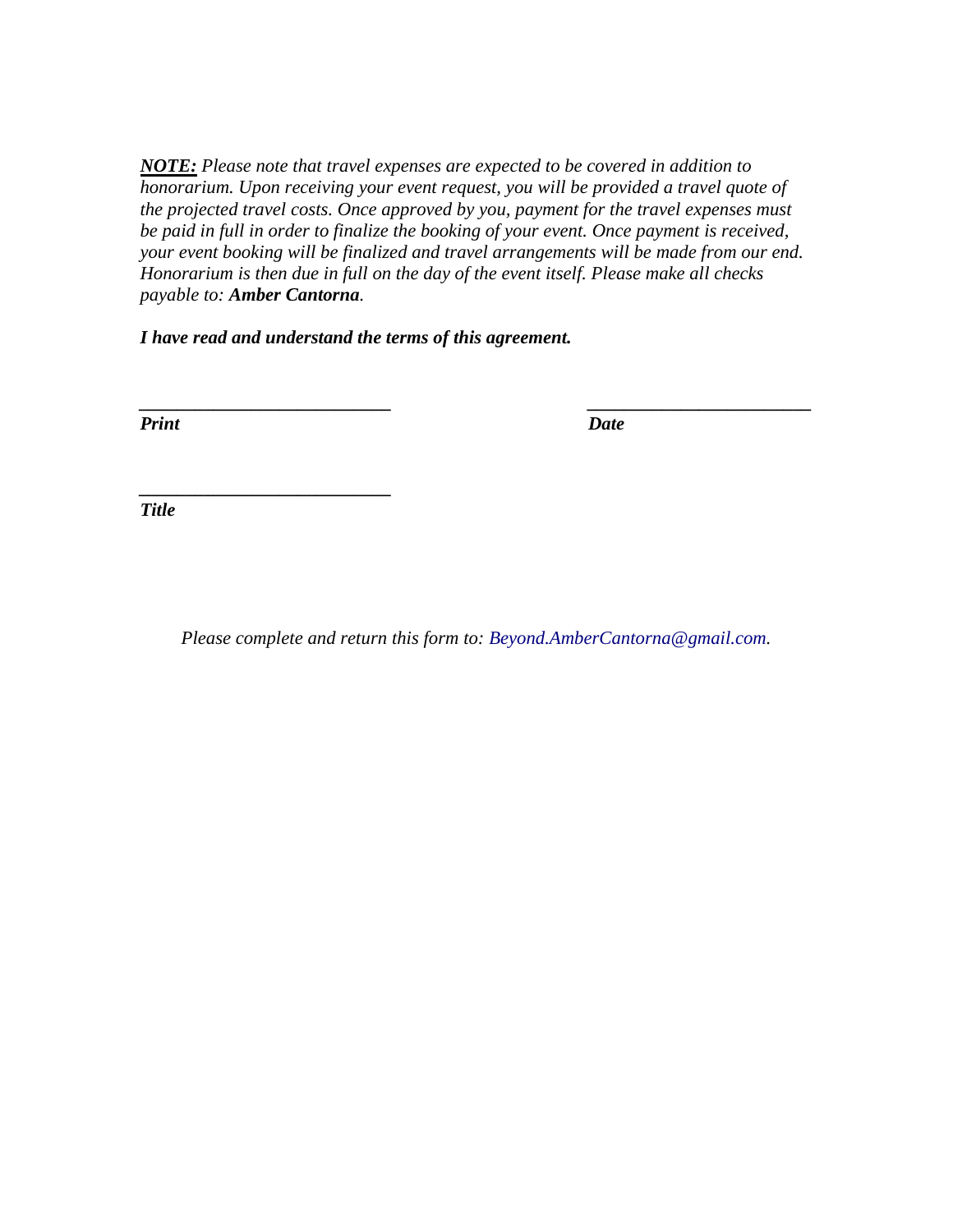***NOTE:*** *Please note that travel expenses are expected to be covered in addition to honorarium. Upon receiving your event request, you will be provided a travel quote of the projected travel costs. Once approved by you, payment for the travel expenses must be paid in full in order to finalize the booking of your event. Once payment is received, your event booking will be finalized and travel arrangements will be made from our end. Honorarium is then due in full on the day of the event itself. Please make all checks payable to:* ***Amber Cantorna****.*

***I have read and understand the terms of this agreement.***

___________________________ ________________________

***Print*** ***Date***

___________________________

***Title***

*Please complete and return this form to: Beyond.AmberCantorna@gmail.com.*